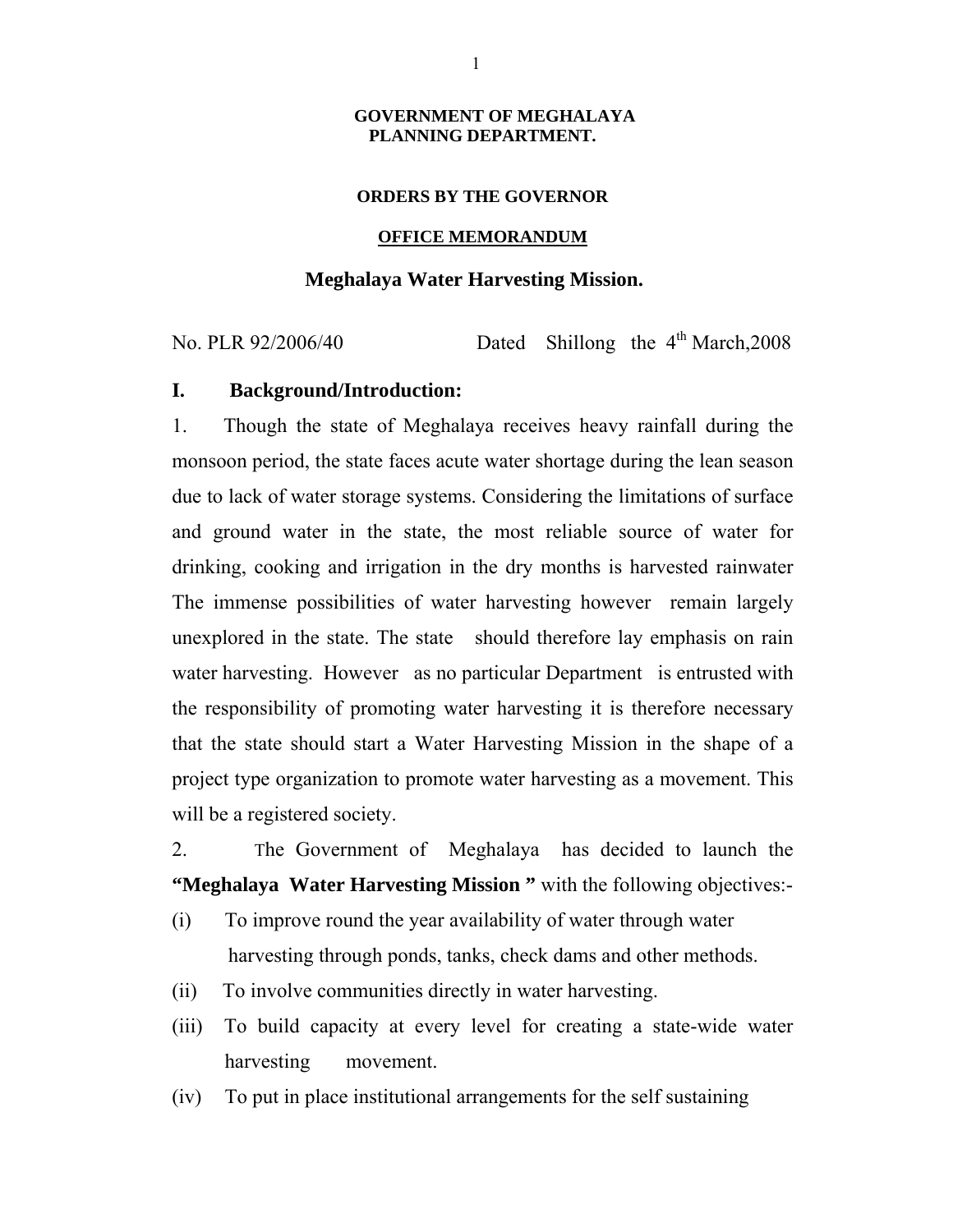**GOVERNMENT OF MEGHALAYA**
**PLANNING DEPARTMENT.**

**ORDERS BY THE GOVERNOR**

**OFFICE MEMORANDUM**

## Meghalaya Water Harvesting Mission.

No. PLR 92/2006/40 Dated Shillong the 4th March,2008

### I. Background/Introduction:

1. Though the state of Meghalaya receives heavy rainfall during the monsoon period, the state faces acute water shortage during the lean season due to lack of water storage systems. Considering the limitations of surface and ground water in the state, the most reliable source of water for drinking, cooking and irrigation in the dry months is harvested rainwater The immense possibilities of water harvesting however remain largely unexplored in the state. The state should therefore lay emphasis on rain water harvesting. However as no particular Department is entrusted with the responsibility of promoting water harvesting it is therefore necessary that the state should start a Water Harvesting Mission in the shape of a project type organization to promote water harvesting as a movement. This will be a registered society.

2. The Government of Meghalaya has decided to launch the **"Meghalaya Water Harvesting Mission "** with the following objectives:-

(i) To improve round the year availability of water through water harvesting through ponds, tanks, check dams and other methods.

(ii) To involve communities directly in water harvesting.

(iii) To build capacity at every level for creating a state-wide water harvesting movement.

(iv) To put in place institutional arrangements for the self sustaining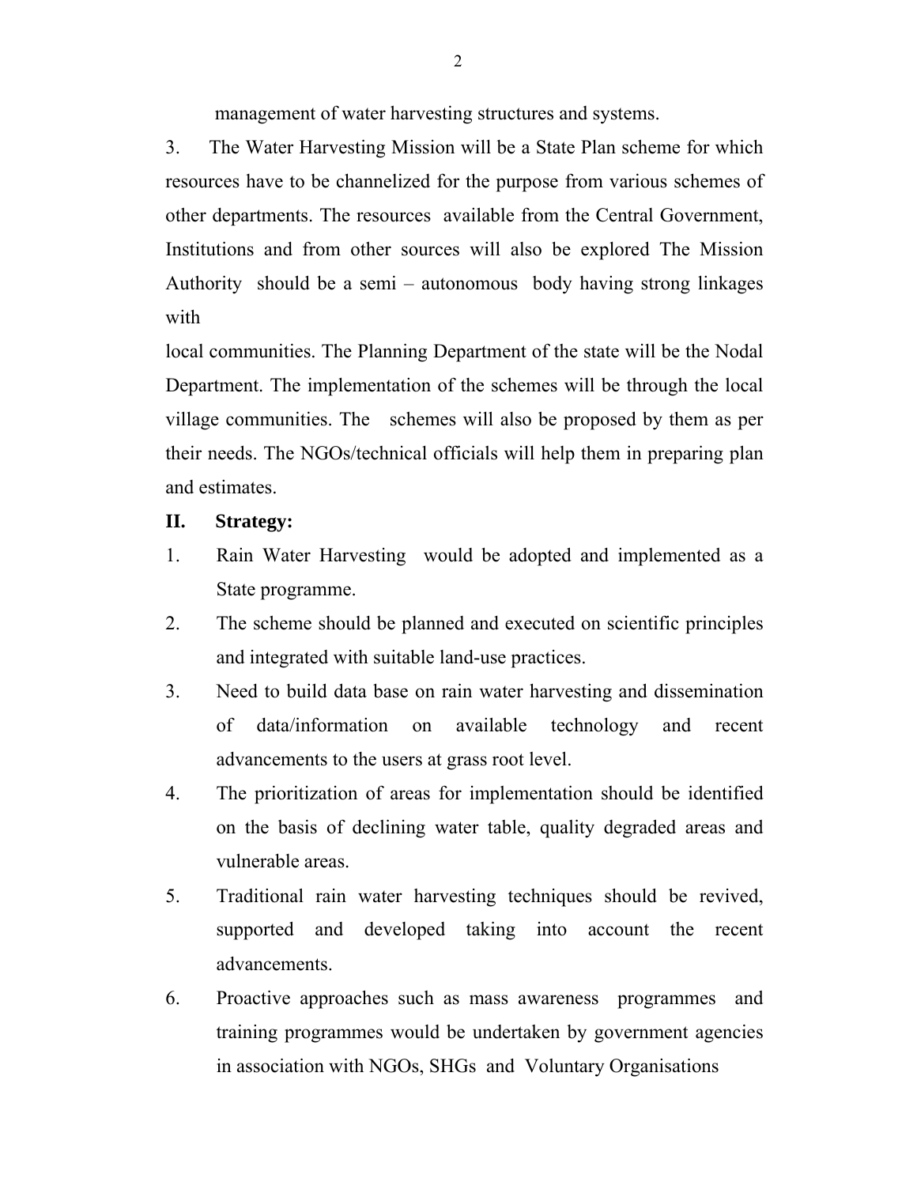management of water harvesting structures and systems.

3. The Water Harvesting Mission will be a State Plan scheme for which resources have to be channelized for the purpose from various schemes of other departments. The resources available from the Central Government, Institutions and from other sources will also be explored The Mission Authority should be a semi – autonomous body having strong linkages with local communities. The Planning Department of the state will be the Nodal Department. The implementation of the schemes will be through the local village communities. The schemes will also be proposed by them as per their needs. The NGOs/technical officials will help them in preparing plan and estimates.

**II. Strategy:**

1. Rain Water Harvesting would be adopted and implemented as a State programme.
2. The scheme should be planned and executed on scientific principles and integrated with suitable land-use practices.
3. Need to build data base on rain water harvesting and dissemination of data/information on available technology and recent advancements to the users at grass root level.
4. The prioritization of areas for implementation should be identified on the basis of declining water table, quality degraded areas and vulnerable areas.
5. Traditional rain water harvesting techniques should be revived, supported and developed taking into account the recent advancements.
6. Proactive approaches such as mass awareness programmes and training programmes would be undertaken by government agencies in association with NGOs, SHGs and Voluntary Organisations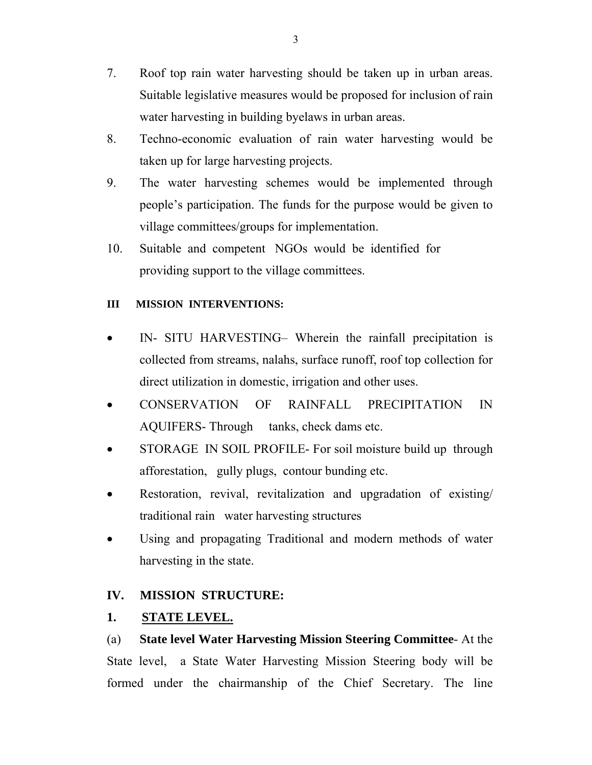7. Roof top rain water harvesting should be taken up in urban areas. Suitable legislative measures would be proposed for inclusion of rain water harvesting in building byelaws in urban areas.
8. Techno-economic evaluation of rain water harvesting would be taken up for large harvesting projects.
9. The water harvesting schemes would be implemented through people's participation. The funds for the purpose would be given to village committees/groups for implementation.
10. Suitable and competent NGOs would be identified for providing support to the village committees.

**III MISSION INTERVENTIONS:**

- IN- SITU HARVESTING– Wherein the rainfall precipitation is collected from streams, nalahs, surface runoff, roof top collection for direct utilization in domestic, irrigation and other uses.
- CONSERVATION OF RAINFALL PRECIPITATION IN AQUIFERS- Through tanks, check dams etc.
- STORAGE IN SOIL PROFILE- For soil moisture build up through afforestation, gully plugs, contour bunding etc.
- Restoration, revival, revitalization and upgradation of existing/ traditional rain water harvesting structures
- Using and propagating Traditional and modern methods of water harvesting in the state.

## IV. MISSION STRUCTURE:

### 1. STATE LEVEL.

(a) **State level Water Harvesting Mission Steering Committee**- At the State level, a State Water Harvesting Mission Steering body will be formed under the chairmanship of the Chief Secretary. The line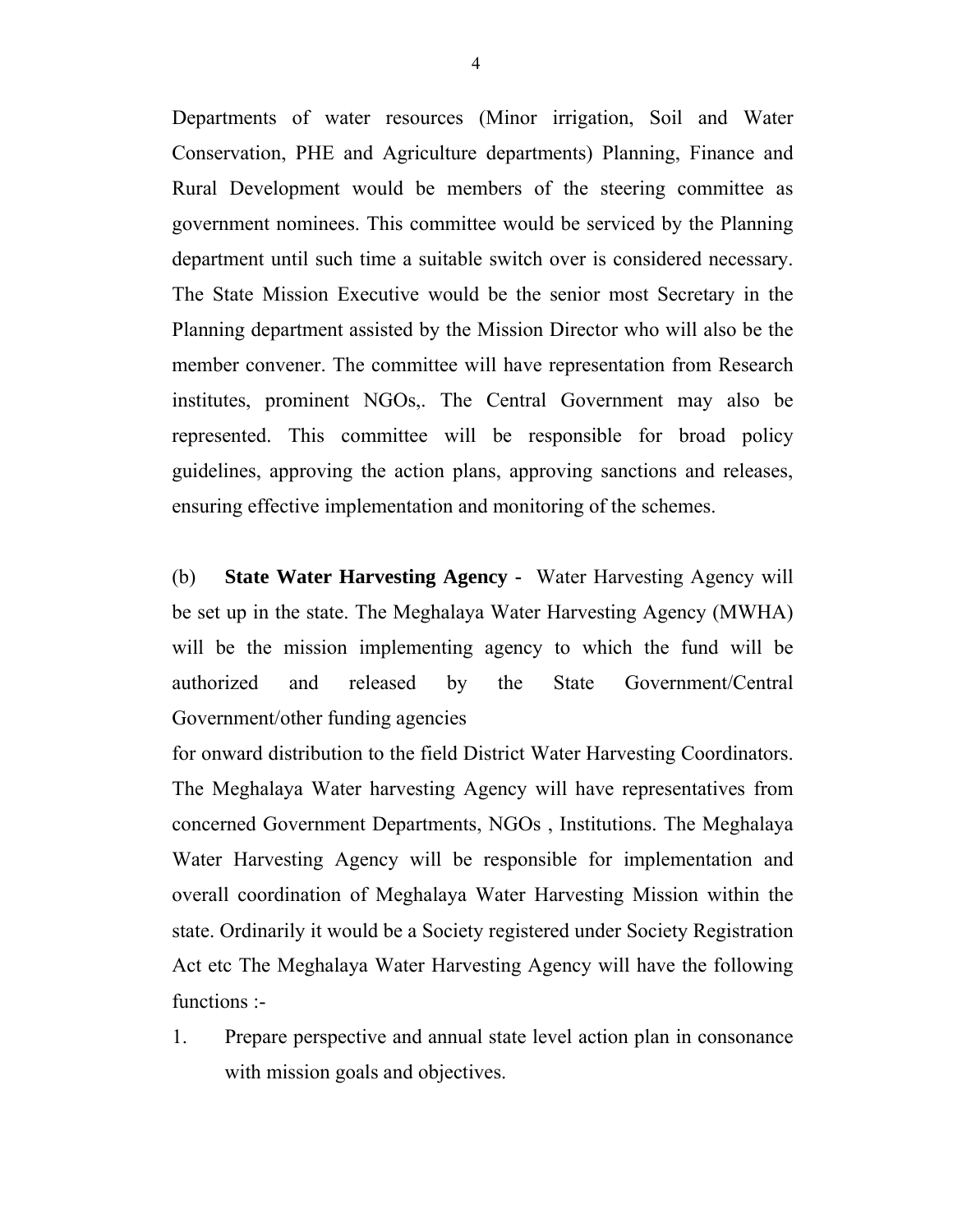Departments of water resources (Minor irrigation, Soil and Water Conservation, PHE and Agriculture departments) Planning, Finance and Rural Development would be members of the steering committee as government nominees. This committee would be serviced by the Planning department until such time a suitable switch over is considered necessary. The State Mission Executive would be the senior most Secretary in the Planning department assisted by the Mission Director who will also be the member convener. The committee will have representation from Research institutes, prominent NGOs,. The Central Government may also be represented. This committee will be responsible for broad policy guidelines, approving the action plans, approving sanctions and releases, ensuring effective implementation and monitoring of the schemes.

(b) **State Water Harvesting Agency -** Water Harvesting Agency will be set up in the state. The Meghalaya Water Harvesting Agency (MWHA) will be the mission implementing agency to which the fund will be authorized and released by the State Government/Central Government/other funding agencies

for onward distribution to the field District Water Harvesting Coordinators. The Meghalaya Water harvesting Agency will have representatives from concerned Government Departments, NGOs , Institutions. The Meghalaya Water Harvesting Agency will be responsible for implementation and overall coordination of Meghalaya Water Harvesting Mission within the state. Ordinarily it would be a Society registered under Society Registration Act etc The Meghalaya Water Harvesting Agency will have the following functions :-

1. Prepare perspective and annual state level action plan in consonance with mission goals and objectives.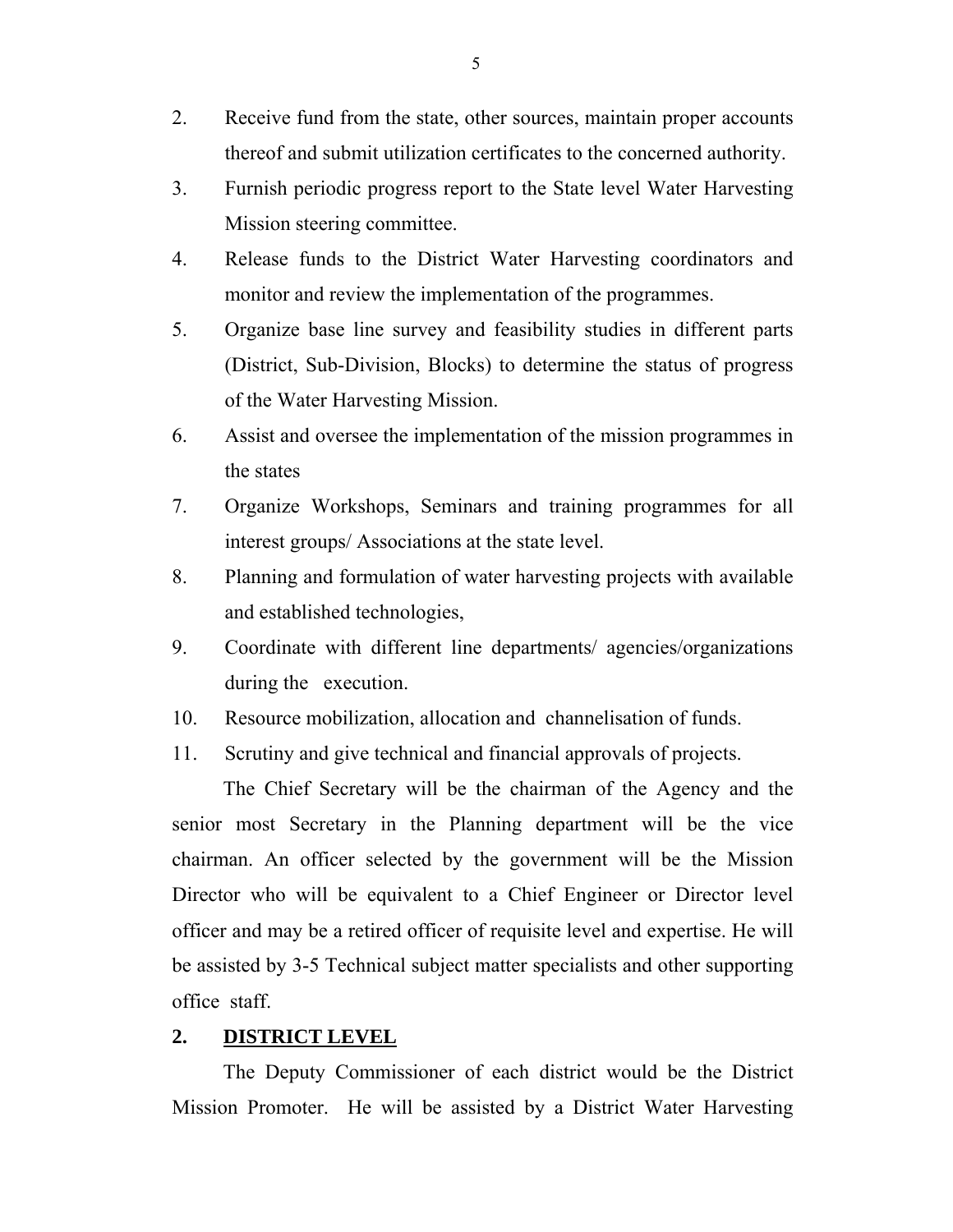2. Receive fund from the state, other sources, maintain proper accounts thereof and submit utilization certificates to the concerned authority.
3. Furnish periodic progress report to the State level Water Harvesting Mission steering committee.
4. Release funds to the District Water Harvesting coordinators and monitor and review the implementation of the programmes.
5. Organize base line survey and feasibility studies in different parts (District, Sub-Division, Blocks) to determine the status of progress of the Water Harvesting Mission.
6. Assist and oversee the implementation of the mission programmes in the states
7. Organize Workshops, Seminars and training programmes for all interest groups/ Associations at the state level.
8. Planning and formulation of water harvesting projects with available and established technologies,
9. Coordinate with different line departments/ agencies/organizations during the execution.
10. Resource mobilization, allocation and channelisation of funds.
11. Scrutiny and give technical and financial approvals of projects.

The Chief Secretary will be the chairman of the Agency and the senior most Secretary in the Planning department will be the vice chairman. An officer selected by the government will be the Mission Director who will be equivalent to a Chief Engineer or Director level officer and may be a retired officer of requisite level and expertise. He will be assisted by 3-5 Technical subject matter specialists and other supporting office staff.

## 2. DISTRICT LEVEL

The Deputy Commissioner of each district would be the District Mission Promoter. He will be assisted by a District Water Harvesting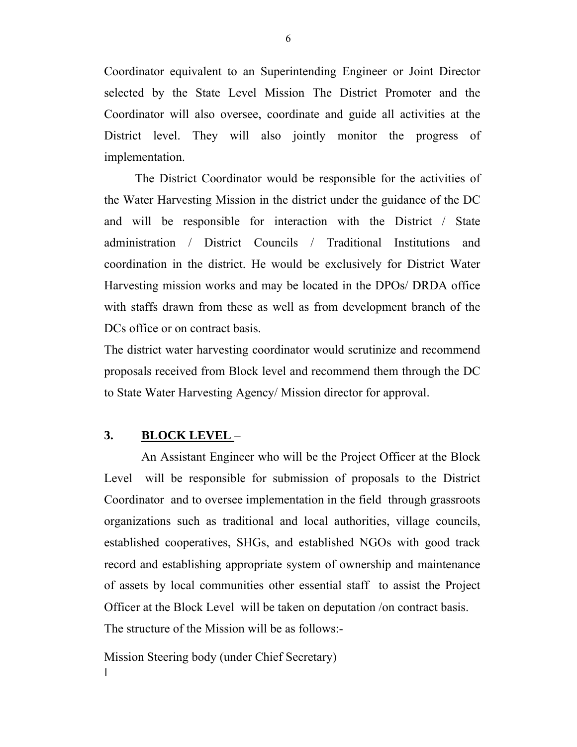Coordinator equivalent to an Superintending Engineer or Joint Director selected by the State Level Mission The District Promoter and the Coordinator will also oversee, coordinate and guide all activities at the District level. They will also jointly monitor the progress of implementation.

The District Coordinator would be responsible for the activities of the Water Harvesting Mission in the district under the guidance of the DC and will be responsible for interaction with the District / State administration / District Councils / Traditional Institutions and coordination in the district. He would be exclusively for District Water Harvesting mission works and may be located in the DPOs/ DRDA office with staffs drawn from these as well as from development branch of the DCs office or on contract basis.

The district water harvesting coordinator would scrutinize and recommend proposals received from Block level and recommend them through the DC to State Water Harvesting Agency/ Mission director for approval.

**3. <u>BLOCK LEVEL</u>** –

An Assistant Engineer who will be the Project Officer at the Block Level will be responsible for submission of proposals to the District Coordinator and to oversee implementation in the field through grassroots organizations such as traditional and local authorities, village councils, established cooperatives, SHGs, and established NGOs with good track record and establishing appropriate system of ownership and maintenance of assets by local communities other essential staff to assist the Project Officer at the Block Level will be taken on deputation /on contract basis.

The structure of the Mission will be as follows:-

Mission Steering body (under Chief Secretary)

|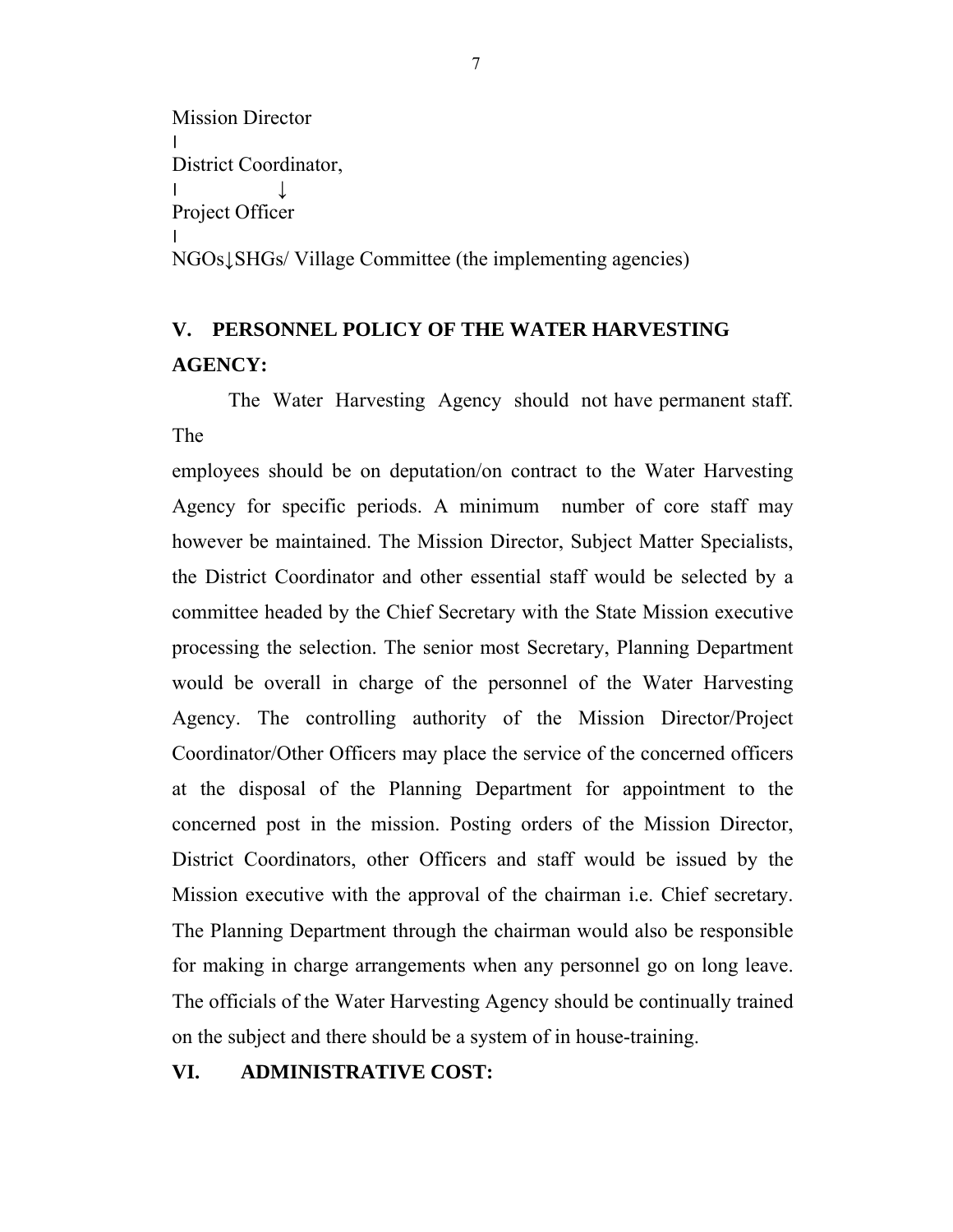Mission Director
|
District Coordinator,
|              ↓
Project Officer
|
NGOs↓SHGs/ Village Committee (the implementing agencies)

## V. PERSONNEL POLICY OF THE WATER HARVESTING AGENCY:

The Water Harvesting Agency should not have permanent staff. The employees should be on deputation/on contract to the Water Harvesting Agency for specific periods. A minimum number of core staff may however be maintained. The Mission Director, Subject Matter Specialists, the District Coordinator and other essential staff would be selected by a committee headed by the Chief Secretary with the State Mission executive processing the selection. The senior most Secretary, Planning Department would be overall in charge of the personnel of the Water Harvesting Agency. The controlling authority of the Mission Director/Project Coordinator/Other Officers may place the service of the concerned officers at the disposal of the Planning Department for appointment to the concerned post in the mission. Posting orders of the Mission Director, District Coordinators, other Officers and staff would be issued by the Mission executive with the approval of the chairman i.e. Chief secretary. The Planning Department through the chairman would also be responsible for making in charge arrangements when any personnel go on long leave. The officials of the Water Harvesting Agency should be continually trained on the subject and there should be a system of in house-training.

## VI. ADMINISTRATIVE COST: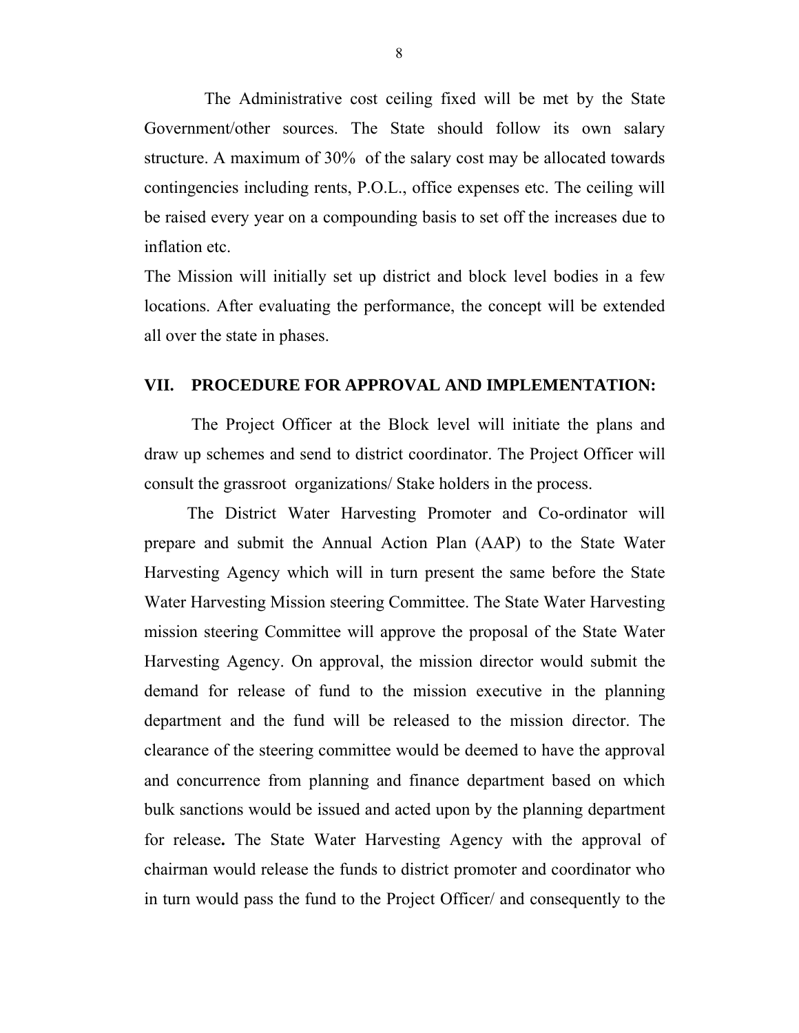The Administrative cost ceiling fixed will be met by the State Government/other sources. The State should follow its own salary structure. A maximum of 30% of the salary cost may be allocated towards contingencies including rents, P.O.L., office expenses etc. The ceiling will be raised every year on a compounding basis to set off the increases due to inflation etc.

The Mission will initially set up district and block level bodies in a few locations. After evaluating the performance, the concept will be extended all over the state in phases.

## VII. PROCEDURE FOR APPROVAL AND IMPLEMENTATION:

The Project Officer at the Block level will initiate the plans and draw up schemes and send to district coordinator. The Project Officer will consult the grassroot organizations/ Stake holders in the process.

The District Water Harvesting Promoter and Co-ordinator will prepare and submit the Annual Action Plan (AAP) to the State Water Harvesting Agency which will in turn present the same before the State Water Harvesting Mission steering Committee. The State Water Harvesting mission steering Committee will approve the proposal of the State Water Harvesting Agency. On approval, the mission director would submit the demand for release of fund to the mission executive in the planning department and the fund will be released to the mission director. The clearance of the steering committee would be deemed to have the approval and concurrence from planning and finance department based on which bulk sanctions would be issued and acted upon by the planning department for release**.** The State Water Harvesting Agency with the approval of chairman would release the funds to district promoter and coordinator who in turn would pass the fund to the Project Officer/ and consequently to the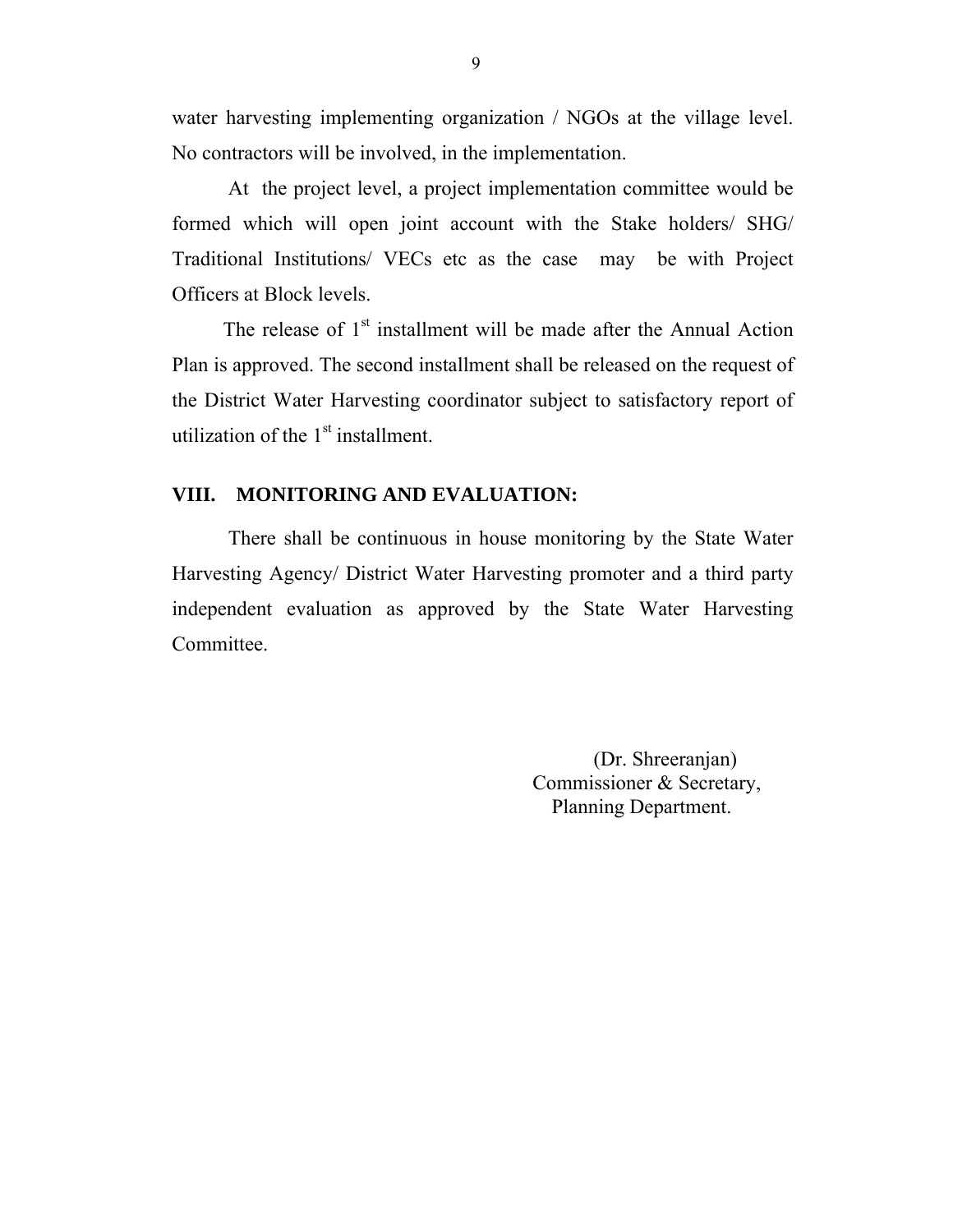water harvesting implementing organization / NGOs at the village level. No contractors will be involved, in the implementation.

At the project level, a project implementation committee would be formed which will open joint account with the Stake holders/ SHG/ Traditional Institutions/ VECs etc as the case may be with Project Officers at Block levels.

The release of 1st installment will be made after the Annual Action Plan is approved. The second installment shall be released on the request of the District Water Harvesting coordinator subject to satisfactory report of utilization of the 1st installment.

## VIII. MONITORING AND EVALUATION:

There shall be continuous in house monitoring by the State Water Harvesting Agency/ District Water Harvesting promoter and a third party independent evaluation as approved by the State Water Harvesting Committee.

(Dr. Shreeranjan)
Commissioner & Secretary,
Planning Department.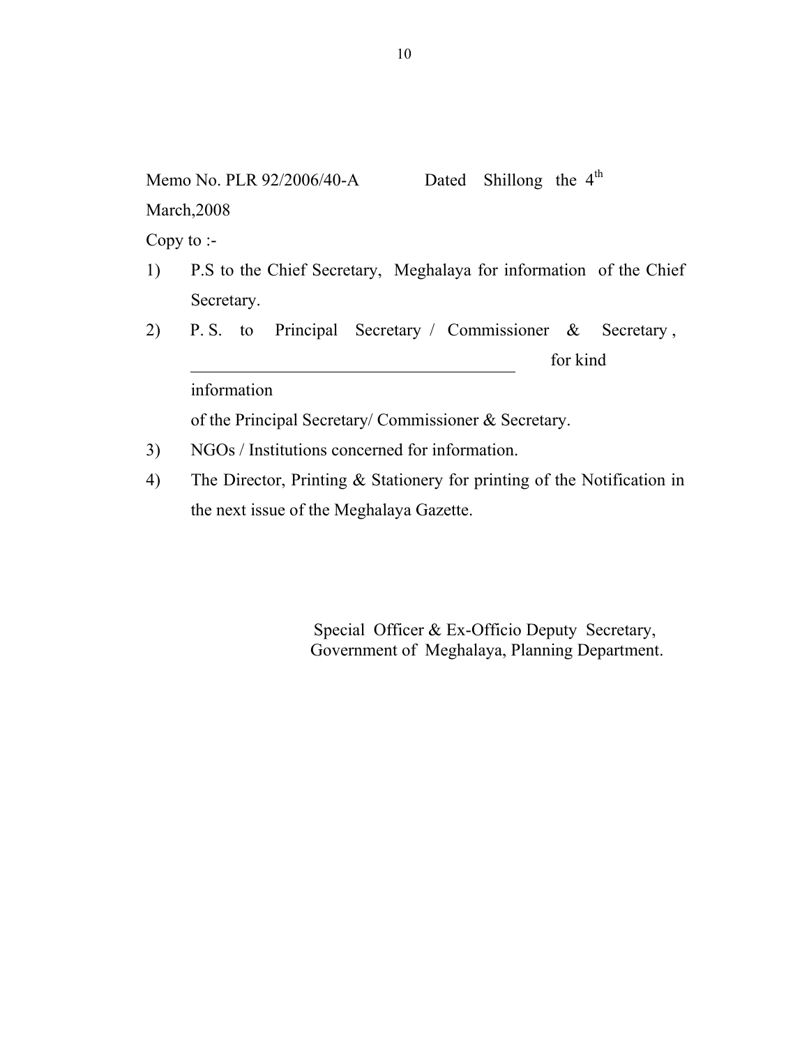Memo No. PLR 92/2006/40-A Dated Shillong the 4th March,2008

Copy to :-

1) P.S to the Chief Secretary, Meghalaya for information of the Chief Secretary.
2) P. S. to Principal Secretary / Commissioner & Secretary , \_\_\_\_\_\_\_\_\_\_\_\_\_\_\_\_\_\_\_\_\_\_\_\_\_\_\_\_\_\_\_\_\_\_\_\_\_\_ for kind information of the Principal Secretary/ Commissioner & Secretary.
3) NGOs / Institutions concerned for information.
4) The Director, Printing & Stationery for printing of the Notification in the next issue of the Meghalaya Gazette.

Special Officer & Ex-Officio Deputy Secretary,
Government of Meghalaya, Planning Department.